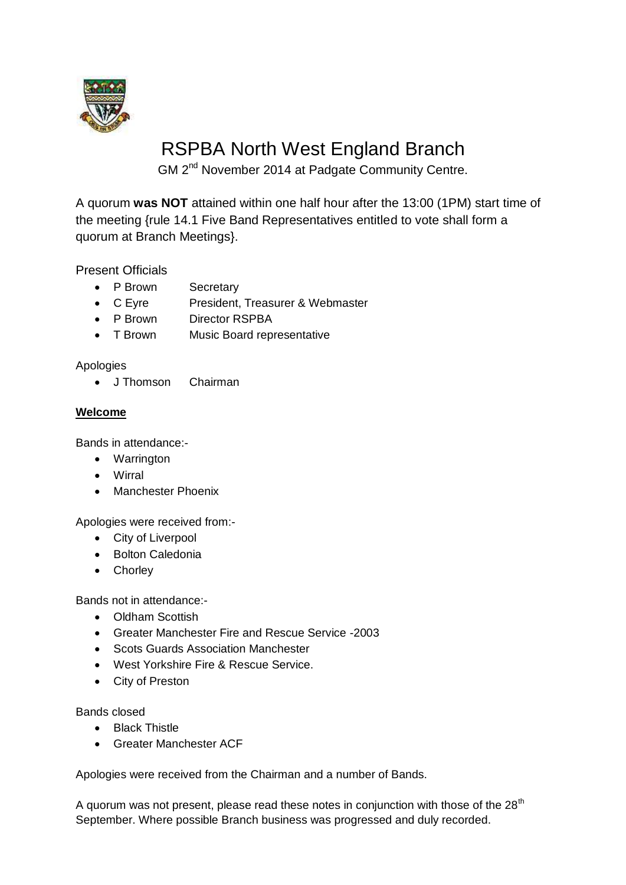# RSPBA North West England Branch

GM 2nd November 2014 at Padgate Community Centre.

A quorum **was NOT** attained within one half hour after the 13:00 (1PM) start time of the meeting {rule 14.1 Five Band Representatives entitled to vote shall form a quorum at Branch Meetings}.

Present Officials

- P Brown Secretary
- C Eyre President, Treasurer & Webmaster
- P Brown Director RSPBA
- T Brown Music Board representative

Apologies

- J Thomson Chairman

**Welcome**

Bands in attendance:-

- Warrington
- Wirral
- Manchester Phoenix

Apologies were received from:-

- City of Liverpool
- Bolton Caledonia
- Chorley

Bands not in attendance:-

- Oldham Scottish
- Greater Manchester Fire and Rescue Service -2003
- Scots Guards Association Manchester
- West Yorkshire Fire & Rescue Service.
- City of Preston

Bands closed

- Black Thistle
- Greater Manchester ACF

Apologies were received from the Chairman and a number of Bands.

A quorum was not present, please read these notes in conjunction with those of the 28th September. Where possible Branch business was progressed and duly recorded.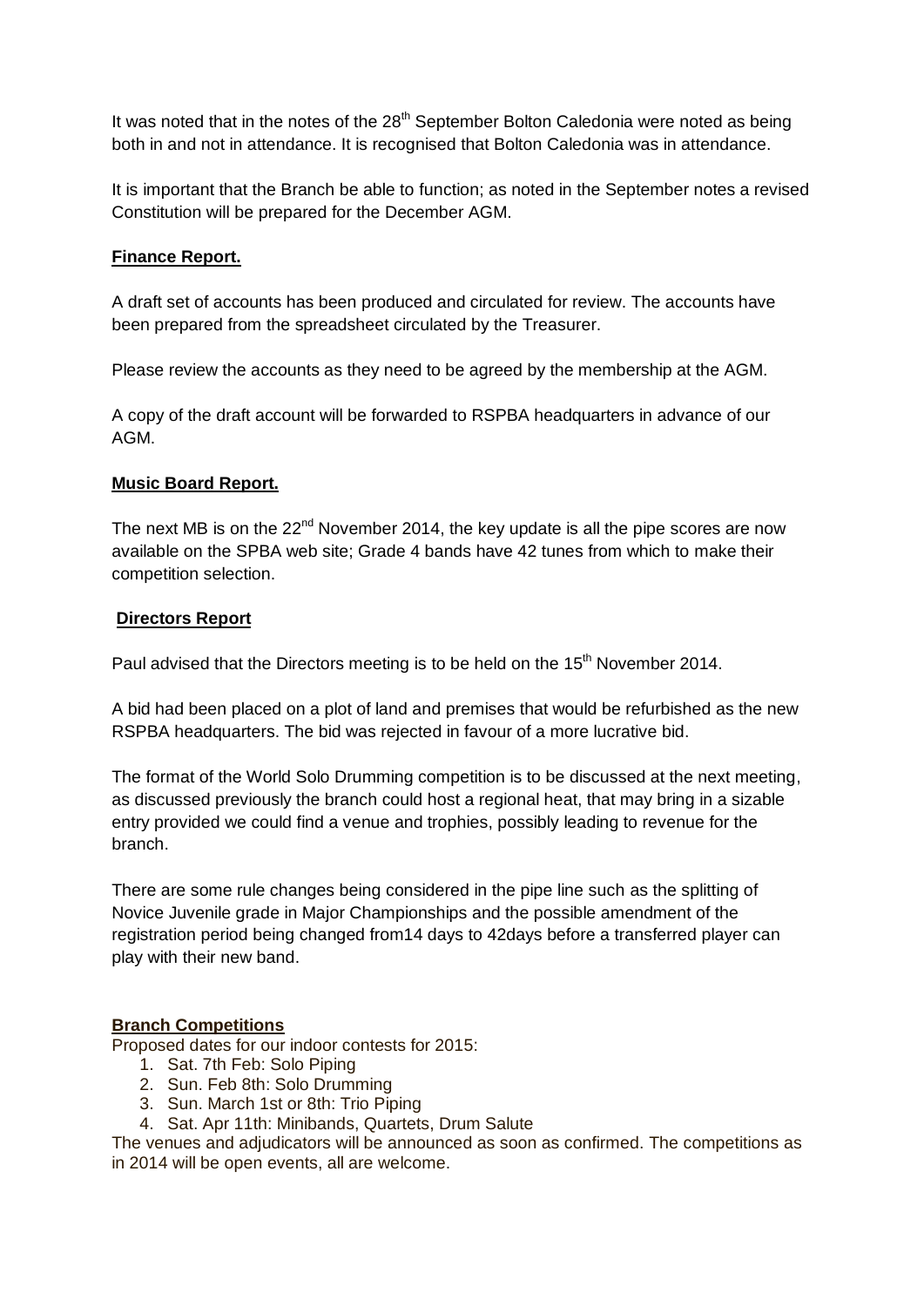It was noted that in the notes of the 28th September Bolton Caledonia were noted as being both in and not in attendance. It is recognised that Bolton Caledonia was in attendance.

It is important that the Branch be able to function; as noted in the September notes a revised Constitution will be prepared for the December AGM.

**Finance Report.**

A draft set of accounts has been produced and circulated for review. The accounts have been prepared from the spreadsheet circulated by the Treasurer.

Please review the accounts as they need to be agreed by the membership at the AGM.

A copy of the draft account will be forwarded to RSPBA headquarters in advance of our AGM.

**Music Board Report.**

The next MB is on the 22nd November 2014, the key update is all the pipe scores are now available on the SPBA web site; Grade 4 bands have 42 tunes from which to make their competition selection.

**Directors Report**

Paul advised that the Directors meeting is to be held on the 15th November 2014.

A bid had been placed on a plot of land and premises that would be refurbished as the new RSPBA headquarters. The bid was rejected in favour of a more lucrative bid.

The format of the World Solo Drumming competition is to be discussed at the next meeting, as discussed previously the branch could host a regional heat, that may bring in a sizable entry provided we could find a venue and trophies, possibly leading to revenue for the branch.

There are some rule changes being considered in the pipe line such as the splitting of Novice Juvenile grade in Major Championships and the possible amendment of the registration period being changed from14 days to 42days before a transferred player can play with their new band.

**Branch Competitions**

Proposed dates for our indoor contests for 2015:

1. Sat. 7th Feb: Solo Piping
2. Sun. Feb 8th: Solo Drumming
3. Sun. March 1st or 8th: Trio Piping
4. Sat. Apr 11th: Minibands, Quartets, Drum Salute

The venues and adjudicators will be announced as soon as confirmed. The competitions as in 2014 will be open events, all are welcome.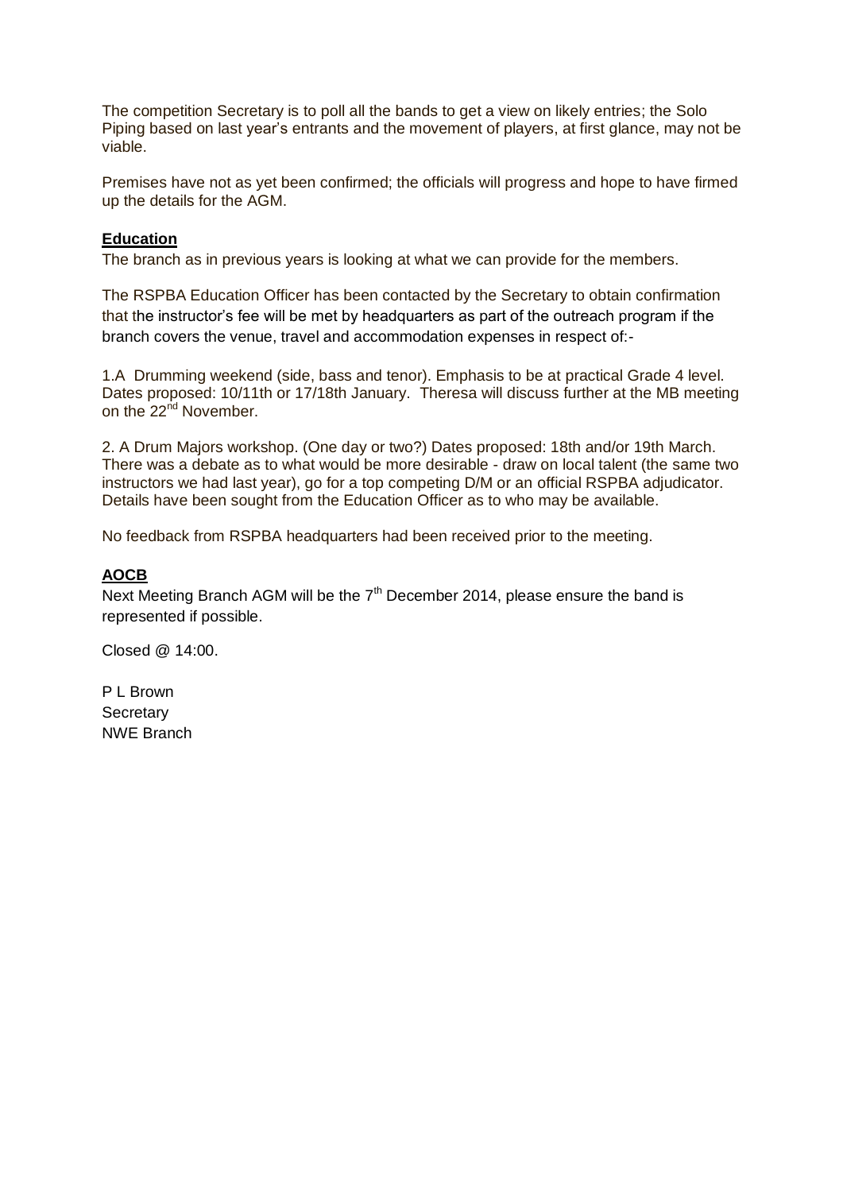The competition Secretary is to poll all the bands to get a view on likely entries; the Solo Piping based on last year's entrants and the movement of players, at first glance, may not be viable.

Premises have not as yet been confirmed; the officials will progress and hope to have firmed up the details for the AGM.

**Education**

The branch as in previous years is looking at what we can provide for the members.

The RSPBA Education Officer has been contacted by the Secretary to obtain confirmation that the instructor's fee will be met by headquarters as part of the outreach program if the branch covers the venue, travel and accommodation expenses in respect of:-

1.A Drumming weekend (side, bass and tenor). Emphasis to be at practical Grade 4 level. Dates proposed: 10/11th or 17/18th January. Theresa will discuss further at the MB meeting on the 22nd November.

2. A Drum Majors workshop. (One day or two?) Dates proposed: 18th and/or 19th March. There was a debate as to what would be more desirable - draw on local talent (the same two instructors we had last year), go for a top competing D/M or an official RSPBA adjudicator. Details have been sought from the Education Officer as to who may be available.

No feedback from RSPBA headquarters had been received prior to the meeting.

**AOCB**

Next Meeting Branch AGM will be the 7th December 2014, please ensure the band is represented if possible.

Closed @ 14:00.

P L Brown
Secretary
NWE Branch